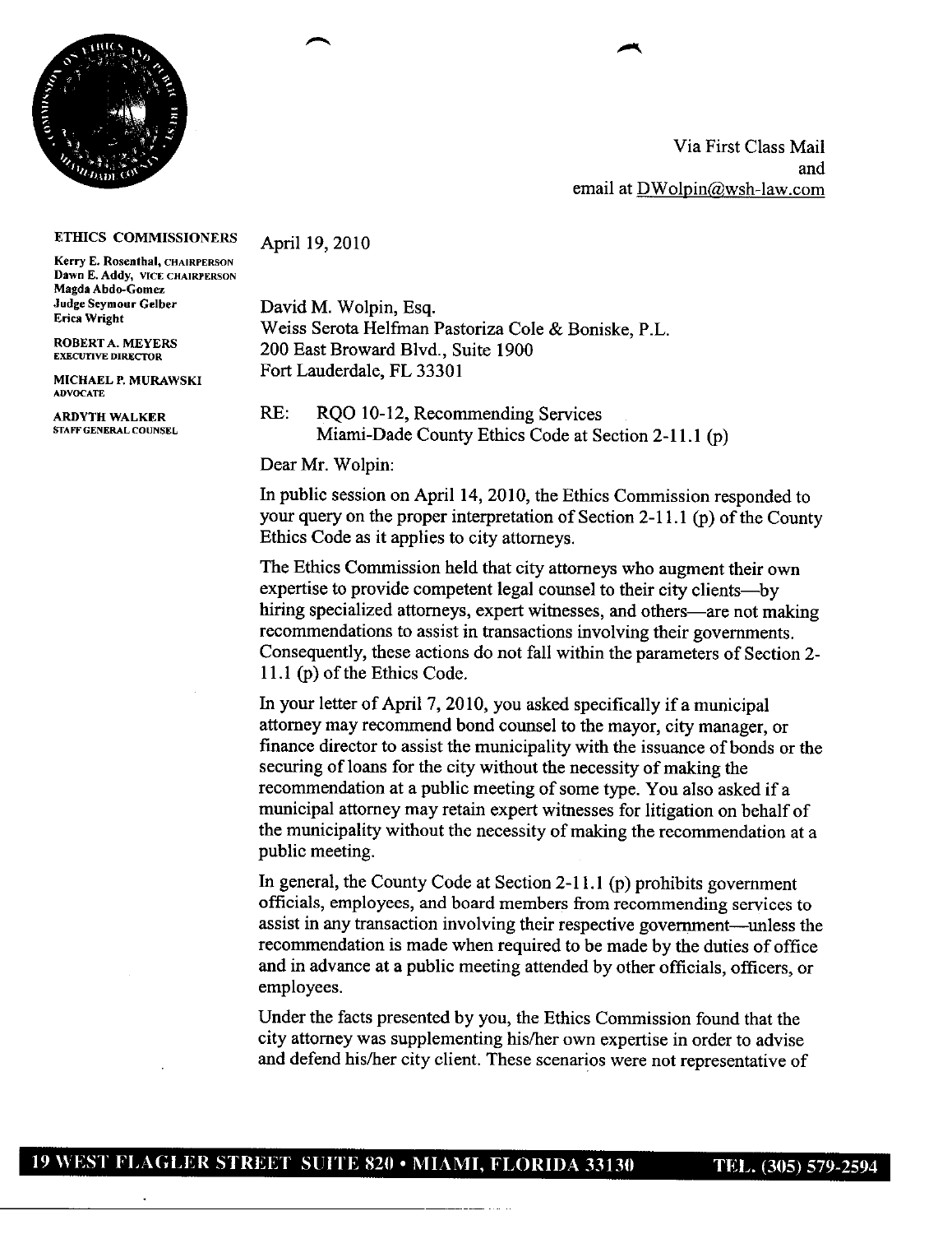Via First Class Mail
and
email at DWolpin@wsh-law.com

**ETHICS COMMISSIONERS**

Kerry E. Rosenthal, CHAIRPERSON
Dawn E. Addy, VICE CHAIRPERSON
Magda Abdo-Gomez
Judge Seymour Gelber
Erica Wright

ROBERT A. MEYERS
EXECUTIVE DIRECTOR

MICHAEL P. MURAWSKI
ADVOCATE

ARDYTH WALKER
STAFF GENERAL COUNSEL

April 19, 2010

David M. Wolpin, Esq.
Weiss Serota Helfman Pastoriza Cole & Boniske, P.L.
200 East Broward Blvd., Suite 1900
Fort Lauderdale, FL 33301

RE: RQO 10-12, Recommending Services
Miami-Dade County Ethics Code at Section 2-11.1 (p)

Dear Mr. Wolpin:

In public session on April 14, 2010, the Ethics Commission responded to your query on the proper interpretation of Section 2-11.1 (p) of the County Ethics Code as it applies to city attorneys.

The Ethics Commission held that city attorneys who augment their own expertise to provide competent legal counsel to their city clients—by hiring specialized attorneys, expert witnesses, and others—are not making recommendations to assist in transactions involving their governments. Consequently, these actions do not fall within the parameters of Section 2-11.1 (p) of the Ethics Code.

In your letter of April 7, 2010, you asked specifically if a municipal attorney may recommend bond counsel to the mayor, city manager, or finance director to assist the municipality with the issuance of bonds or the securing of loans for the city without the necessity of making the recommendation at a public meeting of some type. You also asked if a municipal attorney may retain expert witnesses for litigation on behalf of the municipality without the necessity of making the recommendation at a public meeting.

In general, the County Code at Section 2-11.1 (p) prohibits government officials, employees, and board members from recommending services to assist in any transaction involving their respective government—unless the recommendation is made when required to be made by the duties of office and in advance at a public meeting attended by other officials, officers, or employees.

Under the facts presented by you, the Ethics Commission found that the city attorney was supplementing his/her own expertise in order to advise and defend his/her city client. These scenarios were not representative of

19 WEST FLAGLER STREET SUITE 820 • MIAMI, FLORIDA 33130 TEL. (305) 579-2594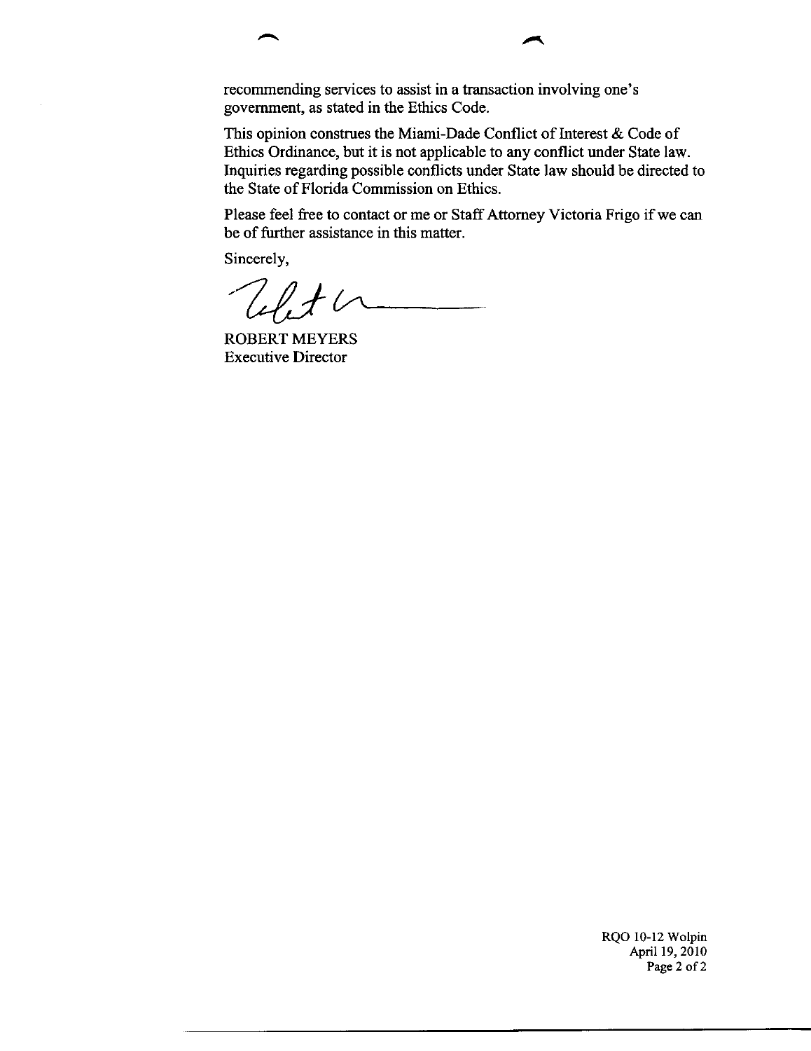recommending services to assist in a transaction involving one's government, as stated in the Ethics Code.

This opinion construes the Miami-Dade Conflict of Interest & Code of Ethics Ordinance, but it is not applicable to any conflict under State law. Inquiries regarding possible conflicts under State law should be directed to the State of Florida Commission on Ethics.

Please feel free to contact or me or Staff Attorney Victoria Frigo if we can be of further assistance in this matter.

Sincerely,

ROBERT MEYERS
Executive Director

RQO 10-12 Wolpin
April 19, 2010